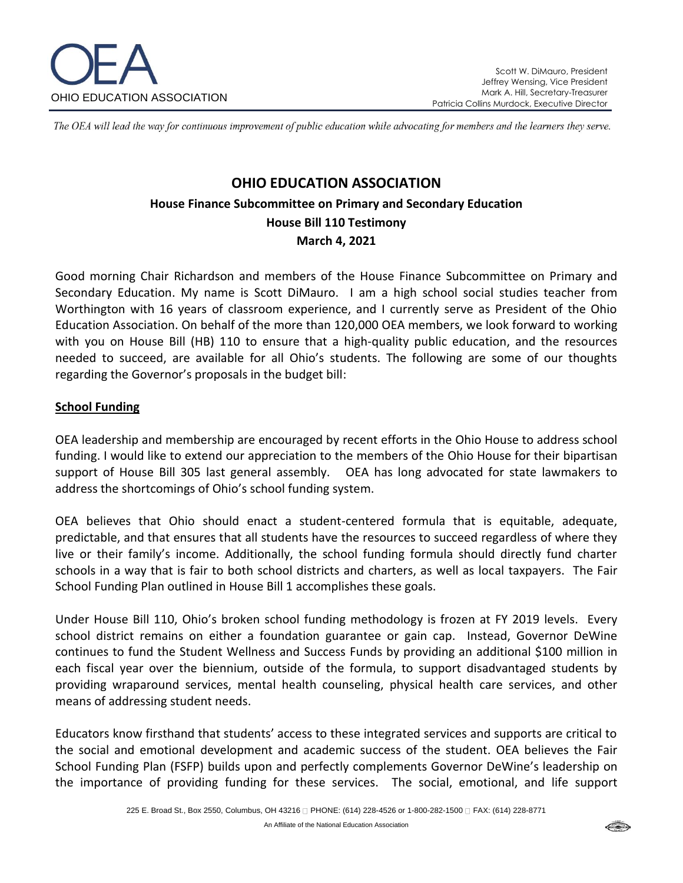OHIO EDUCATION ASSOCIATION

Scott W. DiMauro, President
Jeffrey Wensing, Vice President
Mark A. Hill, Secretary-Treasurer
Patricia Collins Murdock, Executive Director

*The OEA will lead the way for continuous improvement of public education while advocating for members and the learners they serve.*

# OHIO EDUCATION ASSOCIATION

## House Finance Subcommittee on Primary and Secondary Education

## House Bill 110 Testimony

## March 4, 2021

Good morning Chair Richardson and members of the House Finance Subcommittee on Primary and Secondary Education. My name is Scott DiMauro. I am a high school social studies teacher from Worthington with 16 years of classroom experience, and I currently serve as President of the Ohio Education Association. On behalf of the more than 120,000 OEA members, we look forward to working with you on House Bill (HB) 110 to ensure that a high-quality public education, and the resources needed to succeed, are available for all Ohio's students. The following are some of our thoughts regarding the Governor's proposals in the budget bill:

### School Funding

OEA leadership and membership are encouraged by recent efforts in the Ohio House to address school funding. I would like to extend our appreciation to the members of the Ohio House for their bipartisan support of House Bill 305 last general assembly. OEA has long advocated for state lawmakers to address the shortcomings of Ohio's school funding system.

OEA believes that Ohio should enact a student-centered formula that is equitable, adequate, predictable, and that ensures that all students have the resources to succeed regardless of where they live or their family's income. Additionally, the school funding formula should directly fund charter schools in a way that is fair to both school districts and charters, as well as local taxpayers. The Fair School Funding Plan outlined in House Bill 1 accomplishes these goals.

Under House Bill 110, Ohio's broken school funding methodology is frozen at FY 2019 levels. Every school district remains on either a foundation guarantee or gain cap. Instead, Governor DeWine continues to fund the Student Wellness and Success Funds by providing an additional $100 million in each fiscal year over the biennium, outside of the formula, to support disadvantaged students by providing wraparound services, mental health counseling, physical health care services, and other means of addressing student needs.

Educators know firsthand that students' access to these integrated services and supports are critical to the social and emotional development and academic success of the student. OEA believes the Fair School Funding Plan (FSFP) builds upon and perfectly complements Governor DeWine's leadership on the importance of providing funding for these services. The social, emotional, and life support

225 E. Broad St., Box 2550, Columbus, OH 43216 ▫ PHONE: (614) 228-4526 or 1-800-282-1500 ▫ FAX: (614) 228-8771

An Affiliate of the National Education Association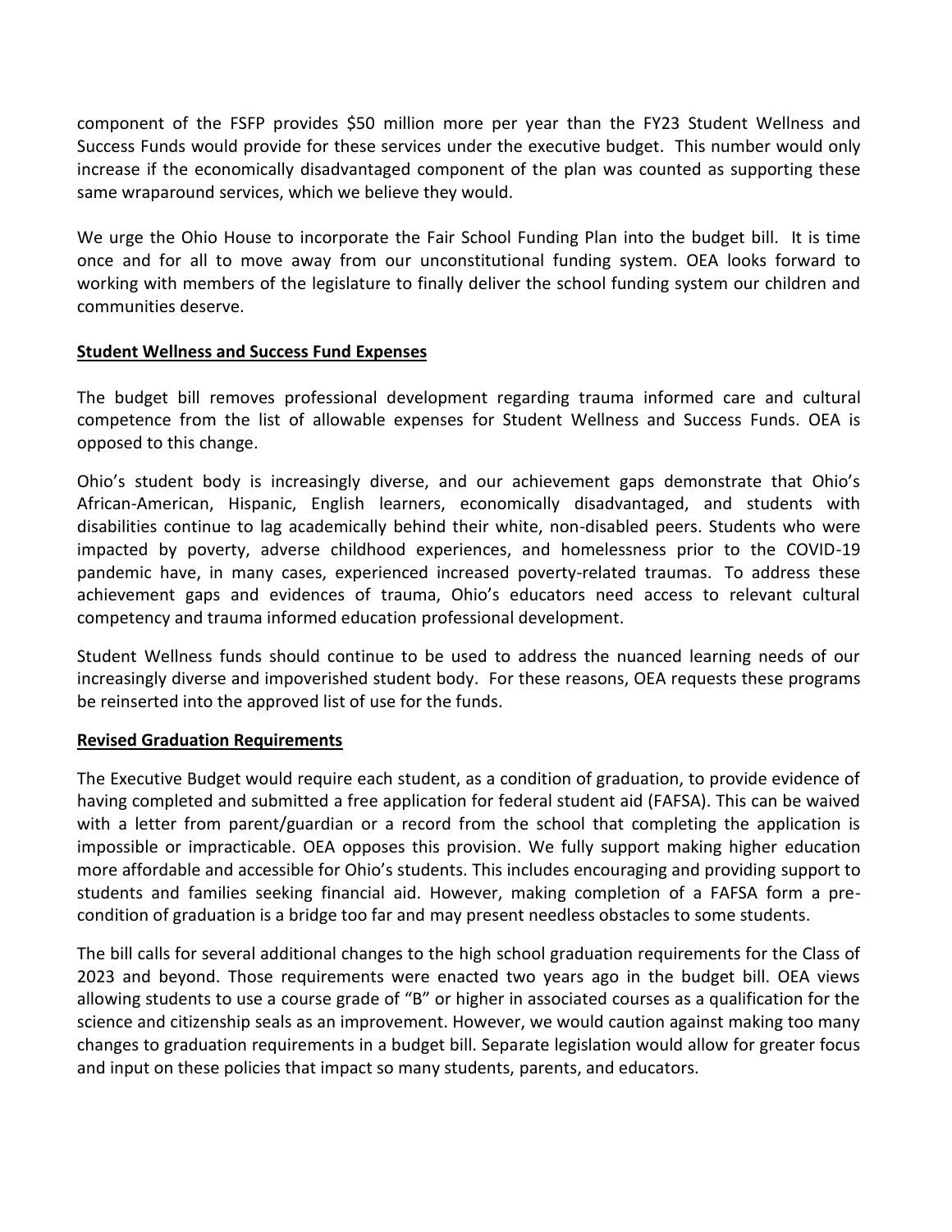component of the FSFP provides $50 million more per year than the FY23 Student Wellness and Success Funds would provide for these services under the executive budget. This number would only increase if the economically disadvantaged component of the plan was counted as supporting these same wraparound services, which we believe they would.

We urge the Ohio House to incorporate the Fair School Funding Plan into the budget bill. It is time once and for all to move away from our unconstitutional funding system. OEA looks forward to working with members of the legislature to finally deliver the school funding system our children and communities deserve.

**Student Wellness and Success Fund Expenses**

The budget bill removes professional development regarding trauma informed care and cultural competence from the list of allowable expenses for Student Wellness and Success Funds. OEA is opposed to this change.

Ohio's student body is increasingly diverse, and our achievement gaps demonstrate that Ohio's African-American, Hispanic, English learners, economically disadvantaged, and students with disabilities continue to lag academically behind their white, non-disabled peers. Students who were impacted by poverty, adverse childhood experiences, and homelessness prior to the COVID-19 pandemic have, in many cases, experienced increased poverty-related traumas. To address these achievement gaps and evidences of trauma, Ohio's educators need access to relevant cultural competency and trauma informed education professional development.

Student Wellness funds should continue to be used to address the nuanced learning needs of our increasingly diverse and impoverished student body. For these reasons, OEA requests these programs be reinserted into the approved list of use for the funds.

**Revised Graduation Requirements**

The Executive Budget would require each student, as a condition of graduation, to provide evidence of having completed and submitted a free application for federal student aid (FAFSA). This can be waived with a letter from parent/guardian or a record from the school that completing the application is impossible or impracticable. OEA opposes this provision. We fully support making higher education more affordable and accessible for Ohio's students. This includes encouraging and providing support to students and families seeking financial aid. However, making completion of a FAFSA form a pre-condition of graduation is a bridge too far and may present needless obstacles to some students.

The bill calls for several additional changes to the high school graduation requirements for the Class of 2023 and beyond. Those requirements were enacted two years ago in the budget bill. OEA views allowing students to use a course grade of "B" or higher in associated courses as a qualification for the science and citizenship seals as an improvement. However, we would caution against making too many changes to graduation requirements in a budget bill. Separate legislation would allow for greater focus and input on these policies that impact so many students, parents, and educators.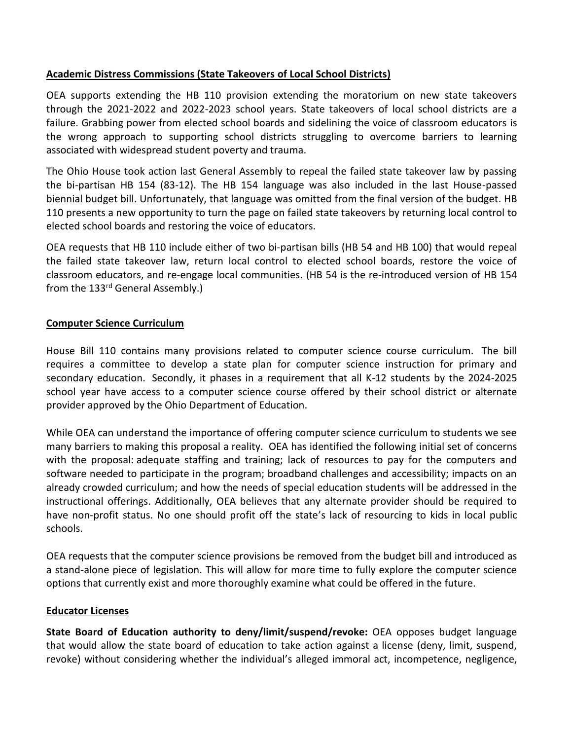## Academic Distress Commissions (State Takeovers of Local School Districts)

OEA supports extending the HB 110 provision extending the moratorium on new state takeovers through the 2021-2022 and 2022-2023 school years. State takeovers of local school districts are a failure. Grabbing power from elected school boards and sidelining the voice of classroom educators is the wrong approach to supporting school districts struggling to overcome barriers to learning associated with widespread student poverty and trauma.

The Ohio House took action last General Assembly to repeal the failed state takeover law by passing the bi-partisan HB 154 (83-12). The HB 154 language was also included in the last House-passed biennial budget bill. Unfortunately, that language was omitted from the final version of the budget. HB 110 presents a new opportunity to turn the page on failed state takeovers by returning local control to elected school boards and restoring the voice of educators.

OEA requests that HB 110 include either of two bi-partisan bills (HB 54 and HB 100) that would repeal the failed state takeover law, return local control to elected school boards, restore the voice of classroom educators, and re-engage local communities. (HB 54 is the re-introduced version of HB 154 from the 133rd General Assembly.)

## Computer Science Curriculum

House Bill 110 contains many provisions related to computer science course curriculum. The bill requires a committee to develop a state plan for computer science instruction for primary and secondary education. Secondly, it phases in a requirement that all K-12 students by the 2024-2025 school year have access to a computer science course offered by their school district or alternate provider approved by the Ohio Department of Education.

While OEA can understand the importance of offering computer science curriculum to students we see many barriers to making this proposal a reality. OEA has identified the following initial set of concerns with the proposal: adequate staffing and training; lack of resources to pay for the computers and software needed to participate in the program; broadband challenges and accessibility; impacts on an already crowded curriculum; and how the needs of special education students will be addressed in the instructional offerings. Additionally, OEA believes that any alternate provider should be required to have non-profit status. No one should profit off the state's lack of resourcing to kids in local public schools.

OEA requests that the computer science provisions be removed from the budget bill and introduced as a stand-alone piece of legislation. This will allow for more time to fully explore the computer science options that currently exist and more thoroughly examine what could be offered in the future.

## Educator Licenses

**State Board of Education authority to deny/limit/suspend/revoke:** OEA opposes budget language that would allow the state board of education to take action against a license (deny, limit, suspend, revoke) without considering whether the individual's alleged immoral act, incompetence, negligence,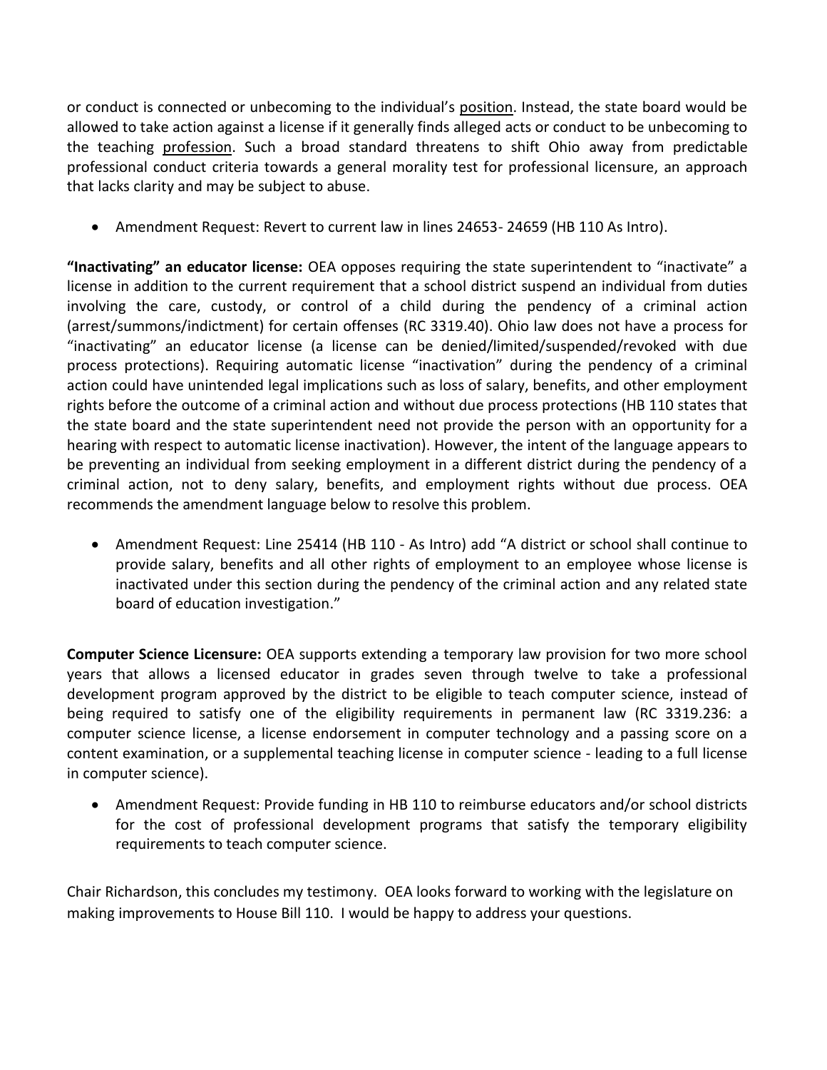or conduct is connected or unbecoming to the individual's <u>position</u>. Instead, the state board would be allowed to take action against a license if it generally finds alleged acts or conduct to be unbecoming to the teaching <u>profession</u>. Such a broad standard threatens to shift Ohio away from predictable professional conduct criteria towards a general morality test for professional licensure, an approach that lacks clarity and may be subject to abuse.

- Amendment Request: Revert to current law in lines 24653- 24659 (HB 110 As Intro).

**"Inactivating" an educator license:** OEA opposes requiring the state superintendent to "inactivate" a license in addition to the current requirement that a school district suspend an individual from duties involving the care, custody, or control of a child during the pendency of a criminal action (arrest/summons/indictment) for certain offenses (RC 3319.40). Ohio law does not have a process for "inactivating" an educator license (a license can be denied/limited/suspended/revoked with due process protections). Requiring automatic license "inactivation" during the pendency of a criminal action could have unintended legal implications such as loss of salary, benefits, and other employment rights before the outcome of a criminal action and without due process protections (HB 110 states that the state board and the state superintendent need not provide the person with an opportunity for a hearing with respect to automatic license inactivation). However, the intent of the language appears to be preventing an individual from seeking employment in a different district during the pendency of a criminal action, not to deny salary, benefits, and employment rights without due process. OEA recommends the amendment language below to resolve this problem.

- Amendment Request: Line 25414 (HB 110 - As Intro) add "A district or school shall continue to provide salary, benefits and all other rights of employment to an employee whose license is inactivated under this section during the pendency of the criminal action and any related state board of education investigation."

**Computer Science Licensure:** OEA supports extending a temporary law provision for two more school years that allows a licensed educator in grades seven through twelve to take a professional development program approved by the district to be eligible to teach computer science, instead of being required to satisfy one of the eligibility requirements in permanent law (RC 3319.236: a computer science license, a license endorsement in computer technology and a passing score on a content examination, or a supplemental teaching license in computer science - leading to a full license in computer science).

- Amendment Request: Provide funding in HB 110 to reimburse educators and/or school districts for the cost of professional development programs that satisfy the temporary eligibility requirements to teach computer science.

Chair Richardson, this concludes my testimony. OEA looks forward to working with the legislature on making improvements to House Bill 110. I would be happy to address your questions.